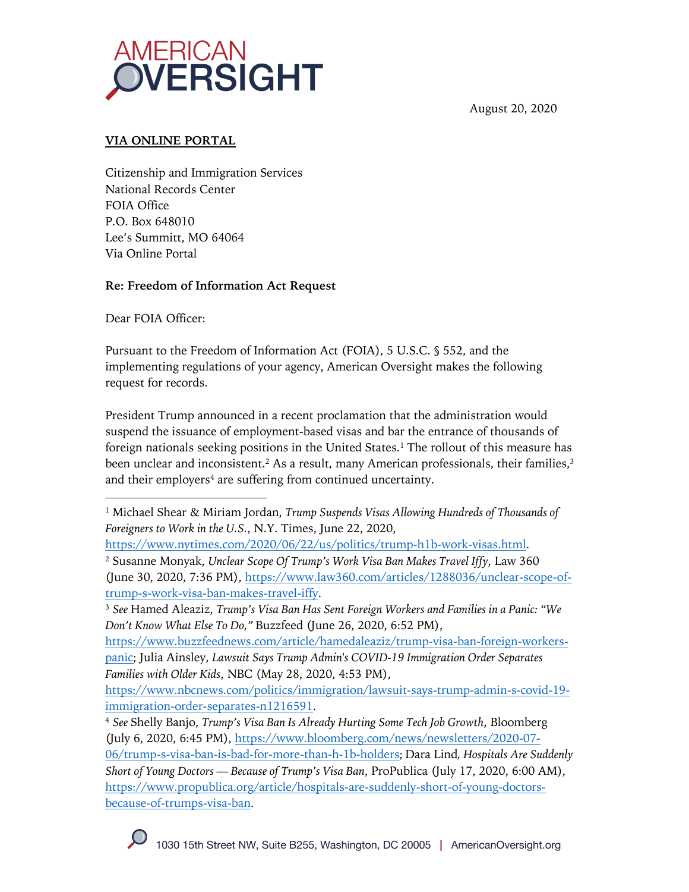# AMERICAN OVERSIGHT

August 20, 2020

**VIA ONLINE PORTAL**

Citizenship and Immigration Services
National Records Center
FOIA Office
P.O. Box 648010
Lee's Summitt, MO 64064
Via Online Portal

**Re: Freedom of Information Act Request**

Dear FOIA Officer:

Pursuant to the Freedom of Information Act (FOIA), 5 U.S.C. § 552, and the implementing regulations of your agency, American Oversight makes the following request for records.

President Trump announced in a recent proclamation that the administration would suspend the issuance of employment-based visas and bar the entrance of thousands of foreign nationals seeking positions in the United States.[1] The rollout of this measure has been unclear and inconsistent.[2] As a result, many American professionals, their families,[3] and their employers[4] are suffering from continued uncertainty.

---

[1] Michael Shear & Miriam Jordan, *Trump Suspends Visas Allowing Hundreds of Thousands of Foreigners to Work in the U.S.*, N.Y. Times, June 22, 2020, https://www.nytimes.com/2020/06/22/us/politics/trump-h1b-work-visas.html.

[2] Susanne Monyak, *Unclear Scope Of Trump's Work Visa Ban Makes Travel Iffy*, Law 360 (June 30, 2020, 7:36 PM), https://www.law360.com/articles/1288036/unclear-scope-of-trump-s-work-visa-ban-makes-travel-iffy.

[3] *See* Hamed Aleaziz, *Trump's Visa Ban Has Sent Foreign Workers and Families in a Panic: "We Don't Know What Else To Do,"* Buzzfeed (June 26, 2020, 6:52 PM), https://www.buzzfeednews.com/article/hamedaleaziz/trump-visa-ban-foreign-workers-panic; Julia Ainsley, *Lawsuit Says Trump Admin's COVID-19 Immigration Order Separates Families with Older Kids*, NBC (May 28, 2020, 4:53 PM), https://www.nbcnews.com/politics/immigration/lawsuit-says-trump-admin-s-covid-19-immigration-order-separates-n1216591.

[4] *See* Shelly Banjo, *Trump's Visa Ban Is Already Hurting Some Tech Job Growth*, Bloomberg (July 6, 2020, 6:45 PM), https://www.bloomberg.com/news/newsletters/2020-07-06/trump-s-visa-ban-is-bad-for-more-than-h-1b-holders; Dara Lind, *Hospitals Are Suddenly Short of Young Doctors — Because of Trump's Visa Ban*, ProPublica (July 17, 2020, 6:00 AM), https://www.propublica.org/article/hospitals-are-suddenly-short-of-young-doctors-because-of-trumps-visa-ban.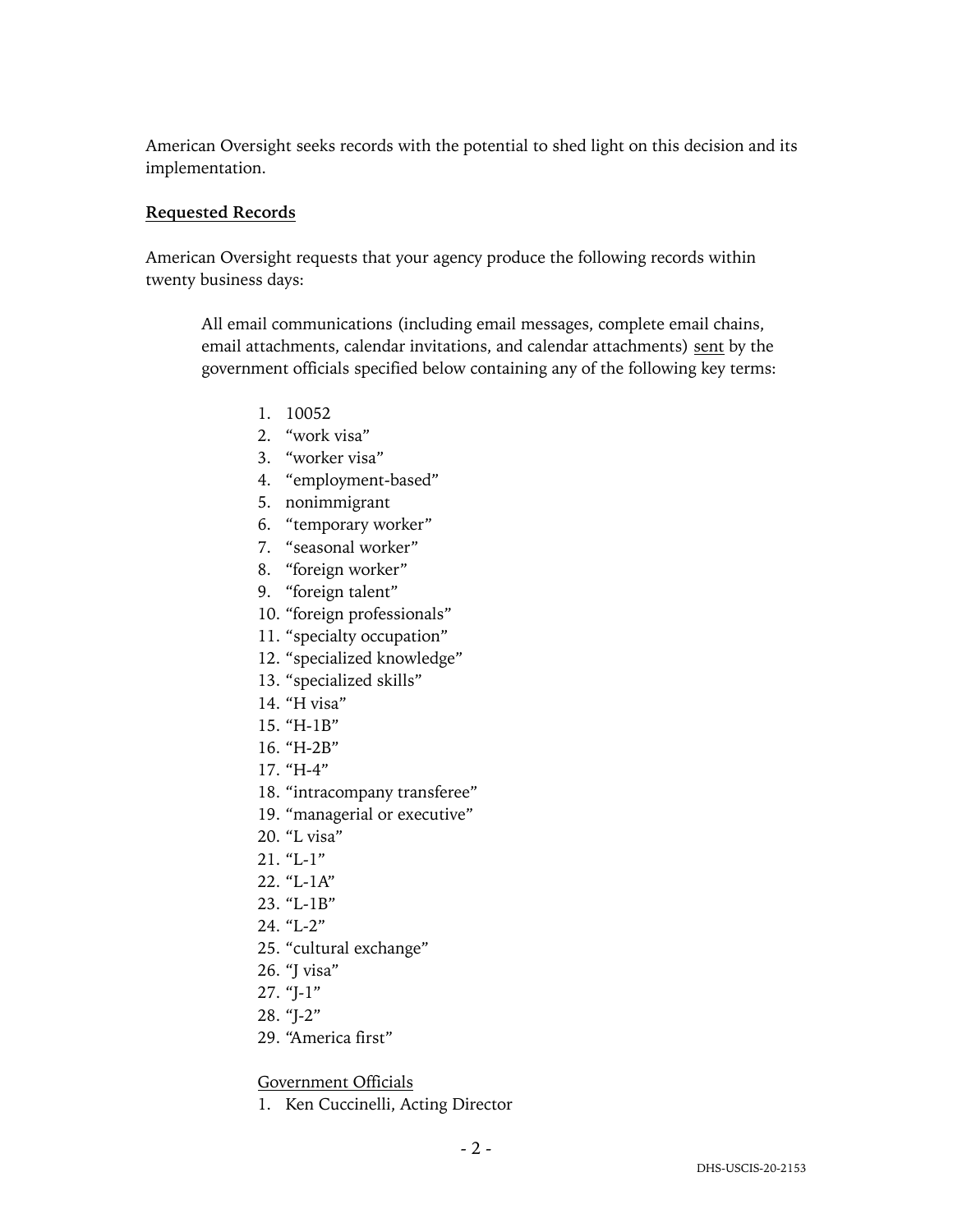American Oversight seeks records with the potential to shed light on this decision and its implementation.

**Requested Records**

American Oversight requests that your agency produce the following records within twenty business days:

> All email communications (including email messages, complete email chains, email attachments, calendar invitations, and calendar attachments) sent by the government officials specified below containing any of the following key terms:
>
> 1. 10052
> 2. "work visa"
> 3. "worker visa"
> 4. "employment-based"
> 5. nonimmigrant
> 6. "temporary worker"
> 7. "seasonal worker"
> 8. "foreign worker"
> 9. "foreign talent"
> 10. "foreign professionals"
> 11. "specialty occupation"
> 12. "specialized knowledge"
> 13. "specialized skills"
> 14. "H visa"
> 15. "H-1B"
> 16. "H-2B"
> 17. "H-4"
> 18. "intracompany transferee"
> 19. "managerial or executive"
> 20. "L visa"
> 21. "L-1"
> 22. "L-1A"
> 23. "L-1B"
> 24. "L-2"
> 25. "cultural exchange"
> 26. "J visa"
> 27. "J-1"
> 28. "J-2"
> 29. "America first"
>
> Government Officials
>
> 1. Ken Cuccinelli, Acting Director

DHS-USCIS-20-2153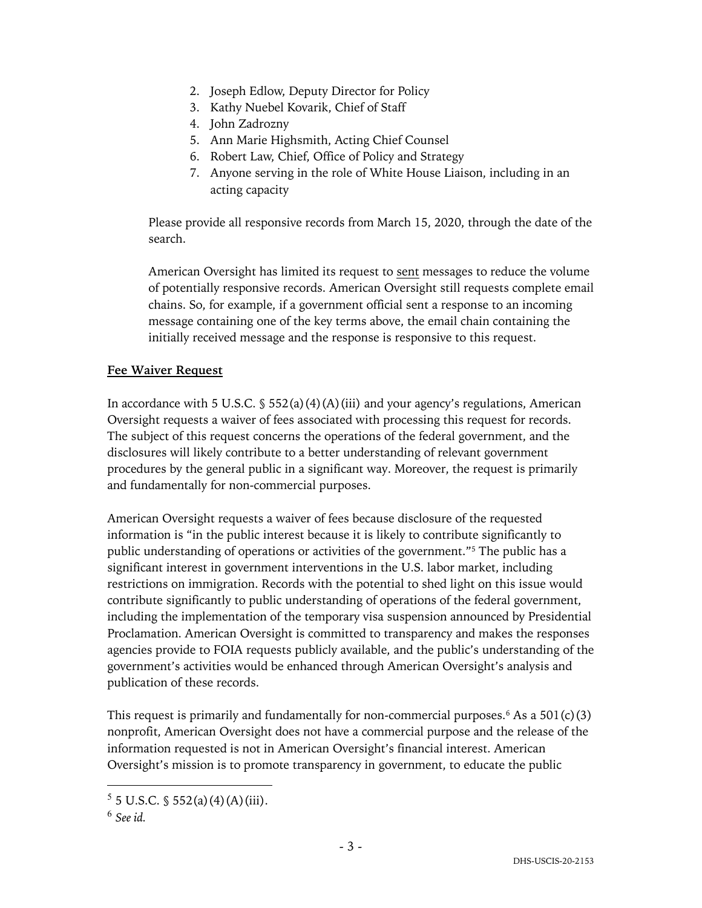2. Joseph Edlow, Deputy Director for Policy
3. Kathy Nuebel Kovarik, Chief of Staff
4. John Zadrozny
5. Ann Marie Highsmith, Acting Chief Counsel
6. Robert Law, Chief, Office of Policy and Strategy
7. Anyone serving in the role of White House Liaison, including in an acting capacity

Please provide all responsive records from March 15, 2020, through the date of the search.

American Oversight has limited its request to <u>sent</u> messages to reduce the volume of potentially responsive records. American Oversight still requests complete email chains. So, for example, if a government official sent a response to an incoming message containing one of the key terms above, the email chain containing the initially received message and the response is responsive to this request.

**<u>Fee Waiver Request</u>**

In accordance with 5 U.S.C. § 552(a)(4)(A)(iii) and your agency's regulations, American Oversight requests a waiver of fees associated with processing this request for records. The subject of this request concerns the operations of the federal government, and the disclosures will likely contribute to a better understanding of relevant government procedures by the general public in a significant way. Moreover, the request is primarily and fundamentally for non-commercial purposes.

American Oversight requests a waiver of fees because disclosure of the requested information is "in the public interest because it is likely to contribute significantly to public understanding of operations or activities of the government."[5] The public has a significant interest in government interventions in the U.S. labor market, including restrictions on immigration. Records with the potential to shed light on this issue would contribute significantly to public understanding of operations of the federal government, including the implementation of the temporary visa suspension announced by Presidential Proclamation. American Oversight is committed to transparency and makes the responses agencies provide to FOIA requests publicly available, and the public's understanding of the government's activities would be enhanced through American Oversight's analysis and publication of these records.

This request is primarily and fundamentally for non-commercial purposes.[6] As a 501(c)(3) nonprofit, American Oversight does not have a commercial purpose and the release of the information requested is not in American Oversight's financial interest. American Oversight's mission is to promote transparency in government, to educate the public

---

[5] 5 U.S.C. § 552(a)(4)(A)(iii).

[6] *See id.*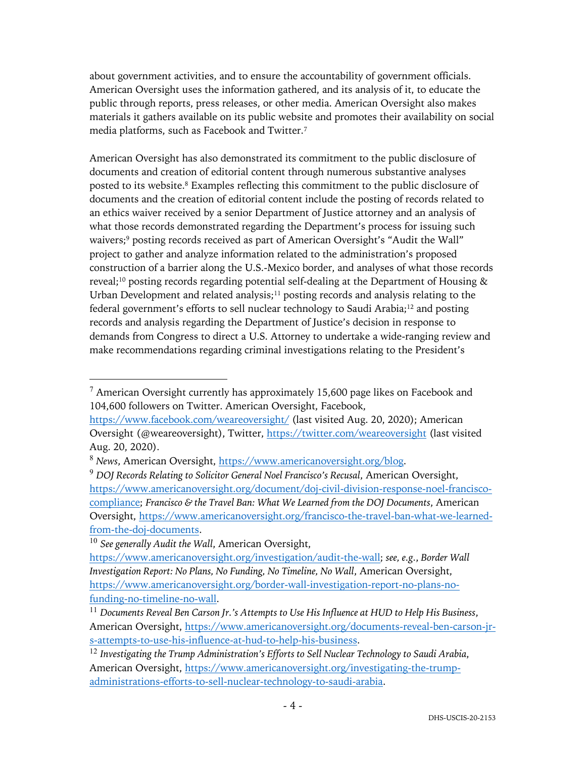about government activities, and to ensure the accountability of government officials. American Oversight uses the information gathered, and its analysis of it, to educate the public through reports, press releases, or other media. American Oversight also makes materials it gathers available on its public website and promotes their availability on social media platforms, such as Facebook and Twitter.[7]

American Oversight has also demonstrated its commitment to the public disclosure of documents and creation of editorial content through numerous substantive analyses posted to its website.[8] Examples reflecting this commitment to the public disclosure of documents and the creation of editorial content include the posting of records related to an ethics waiver received by a senior Department of Justice attorney and an analysis of what those records demonstrated regarding the Department's process for issuing such waivers;[9] posting records received as part of American Oversight's "Audit the Wall" project to gather and analyze information related to the administration's proposed construction of a barrier along the U.S.-Mexico border, and analyses of what those records reveal;[10] posting records regarding potential self-dealing at the Department of Housing & Urban Development and related analysis;[11] posting records and analysis relating to the federal government's efforts to sell nuclear technology to Saudi Arabia;[12] and posting records and analysis regarding the Department of Justice's decision in response to demands from Congress to direct a U.S. Attorney to undertake a wide-ranging review and make recommendations regarding criminal investigations relating to the President's

---

[7] American Oversight currently has approximately 15,600 page likes on Facebook and 104,600 followers on Twitter. American Oversight, Facebook, https://www.facebook.com/weareoversight/ (last visited Aug. 20, 2020); American Oversight (@weareoversight), Twitter, https://twitter.com/weareoversight (last visited Aug. 20, 2020).

[8] *News*, American Oversight, https://www.americanoversight.org/blog.

[9] *DOJ Records Relating to Solicitor General Noel Francisco's Recusal*, American Oversight, https://www.americanoversight.org/document/doj-civil-division-response-noel-francisco-compliance; *Francisco & the Travel Ban: What We Learned from the DOJ Documents*, American Oversight, https://www.americanoversight.org/francisco-the-travel-ban-what-we-learned-from-the-doj-documents.

[10] *See generally Audit the Wall*, American Oversight, https://www.americanoversight.org/investigation/audit-the-wall; *see, e.g.*, *Border Wall Investigation Report: No Plans, No Funding, No Timeline, No Wall*, American Oversight, https://www.americanoversight.org/border-wall-investigation-report-no-plans-no-funding-no-timeline-no-wall.

[11] *Documents Reveal Ben Carson Jr.'s Attempts to Use His Influence at HUD to Help His Business*, American Oversight, https://www.americanoversight.org/documents-reveal-ben-carson-jr-s-attempts-to-use-his-influence-at-hud-to-help-his-business.

[12] *Investigating the Trump Administration's Efforts to Sell Nuclear Technology to Saudi Arabia*, American Oversight, https://www.americanoversight.org/investigating-the-trump-administrations-efforts-to-sell-nuclear-technology-to-saudi-arabia.

DHS-USCIS-20-2153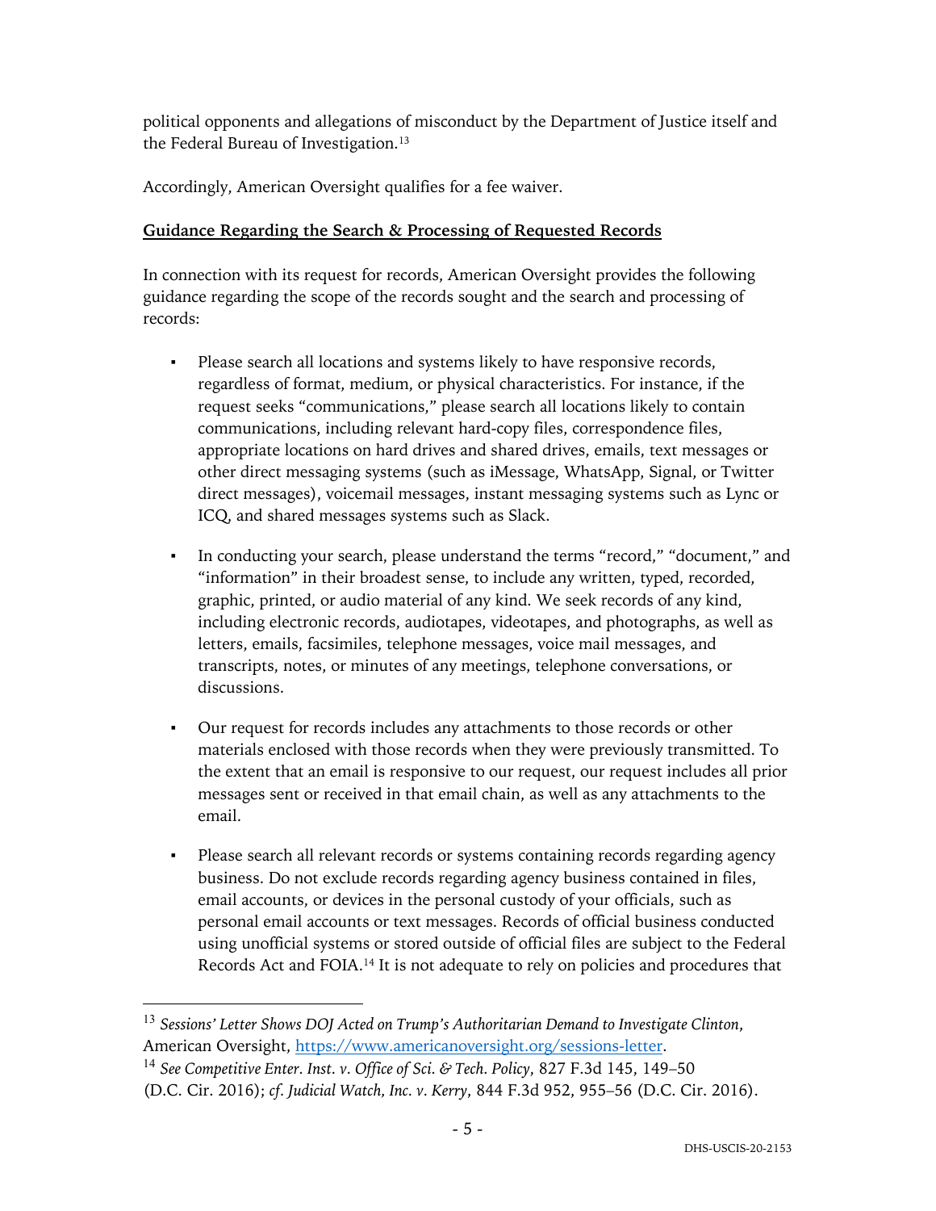political opponents and allegations of misconduct by the Department of Justice itself and the Federal Bureau of Investigation.[13]

Accordingly, American Oversight qualifies for a fee waiver.

## Guidance Regarding the Search & Processing of Requested Records

In connection with its request for records, American Oversight provides the following guidance regarding the scope of the records sought and the search and processing of records:

- Please search all locations and systems likely to have responsive records, regardless of format, medium, or physical characteristics. For instance, if the request seeks "communications," please search all locations likely to contain communications, including relevant hard-copy files, correspondence files, appropriate locations on hard drives and shared drives, emails, text messages or other direct messaging systems (such as iMessage, WhatsApp, Signal, or Twitter direct messages), voicemail messages, instant messaging systems such as Lync or ICQ, and shared messages systems such as Slack.

- In conducting your search, please understand the terms "record," "document," and "information" in their broadest sense, to include any written, typed, recorded, graphic, printed, or audio material of any kind. We seek records of any kind, including electronic records, audiotapes, videotapes, and photographs, as well as letters, emails, facsimiles, telephone messages, voice mail messages, and transcripts, notes, or minutes of any meetings, telephone conversations, or discussions.

- Our request for records includes any attachments to those records or other materials enclosed with those records when they were previously transmitted. To the extent that an email is responsive to our request, our request includes all prior messages sent or received in that email chain, as well as any attachments to the email.

- Please search all relevant records or systems containing records regarding agency business. Do not exclude records regarding agency business contained in files, email accounts, or devices in the personal custody of your officials, such as personal email accounts or text messages. Records of official business conducted using unofficial systems or stored outside of official files are subject to the Federal Records Act and FOIA.[14] It is not adequate to rely on policies and procedures that

---

[13] *Sessions' Letter Shows DOJ Acted on Trump's Authoritarian Demand to Investigate Clinton*, American Oversight, https://www.americanoversight.org/sessions-letter.

[14] *See Competitive Enter. Inst. v. Office of Sci. & Tech. Policy*, 827 F.3d 145, 149–50 (D.C. Cir. 2016); *cf. Judicial Watch, Inc. v. Kerry*, 844 F.3d 952, 955–56 (D.C. Cir. 2016).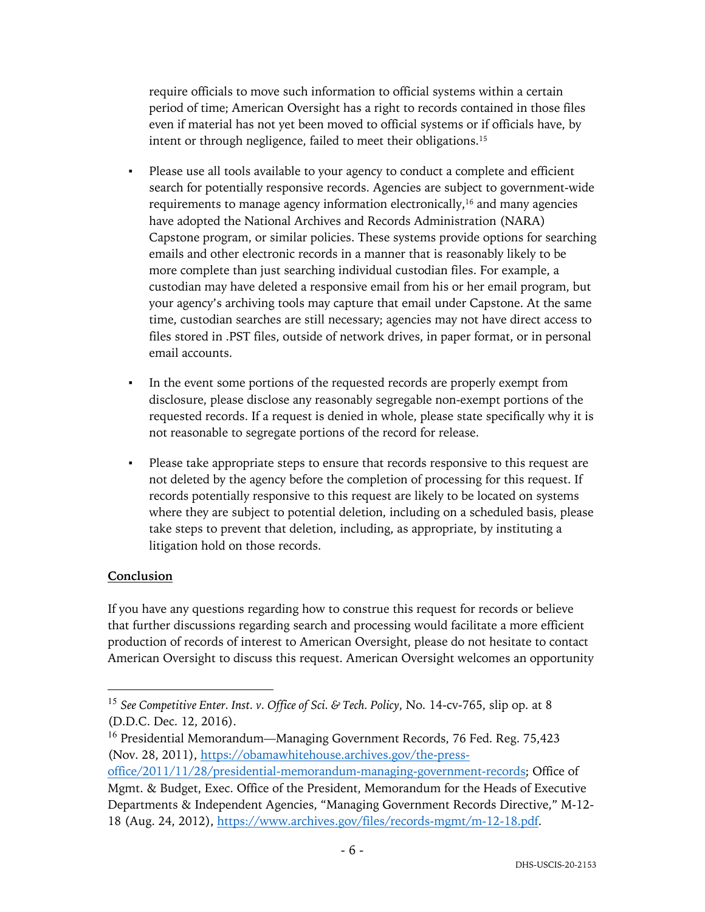require officials to move such information to official systems within a certain period of time; American Oversight has a right to records contained in those files even if material has not yet been moved to official systems or if officials have, by intent or through negligence, failed to meet their obligations.[15]

- Please use all tools available to your agency to conduct a complete and efficient search for potentially responsive records. Agencies are subject to government-wide requirements to manage agency information electronically,[16] and many agencies have adopted the National Archives and Records Administration (NARA) Capstone program, or similar policies. These systems provide options for searching emails and other electronic records in a manner that is reasonably likely to be more complete than just searching individual custodian files. For example, a custodian may have deleted a responsive email from his or her email program, but your agency's archiving tools may capture that email under Capstone. At the same time, custodian searches are still necessary; agencies may not have direct access to files stored in .PST files, outside of network drives, in paper format, or in personal email accounts.

- In the event some portions of the requested records are properly exempt from disclosure, please disclose any reasonably segregable non-exempt portions of the requested records. If a request is denied in whole, please state specifically why it is not reasonable to segregate portions of the record for release.

- Please take appropriate steps to ensure that records responsive to this request are not deleted by the agency before the completion of processing for this request. If records potentially responsive to this request are likely to be located on systems where they are subject to potential deletion, including on a scheduled basis, please take steps to prevent that deletion, including, as appropriate, by instituting a litigation hold on those records.

**Conclusion**

If you have any questions regarding how to construe this request for records or believe that further discussions regarding search and processing would facilitate a more efficient production of records of interest to American Oversight, please do not hesitate to contact American Oversight to discuss this request. American Oversight welcomes an opportunity

---

[15] *See Competitive Enter. Inst. v. Office of Sci. & Tech. Policy*, No. 14-cv-765, slip op. at 8 (D.D.C. Dec. 12, 2016).

[16] Presidential Memorandum—Managing Government Records, 76 Fed. Reg. 75,423 (Nov. 28, 2011), https://obamawhitehouse.archives.gov/the-press-office/2011/11/28/presidential-memorandum-managing-government-records; Office of Mgmt. & Budget, Exec. Office of the President, Memorandum for the Heads of Executive Departments & Independent Agencies, "Managing Government Records Directive," M-12-18 (Aug. 24, 2012), https://www.archives.gov/files/records-mgmt/m-12-18.pdf.

DHS-USCIS-20-2153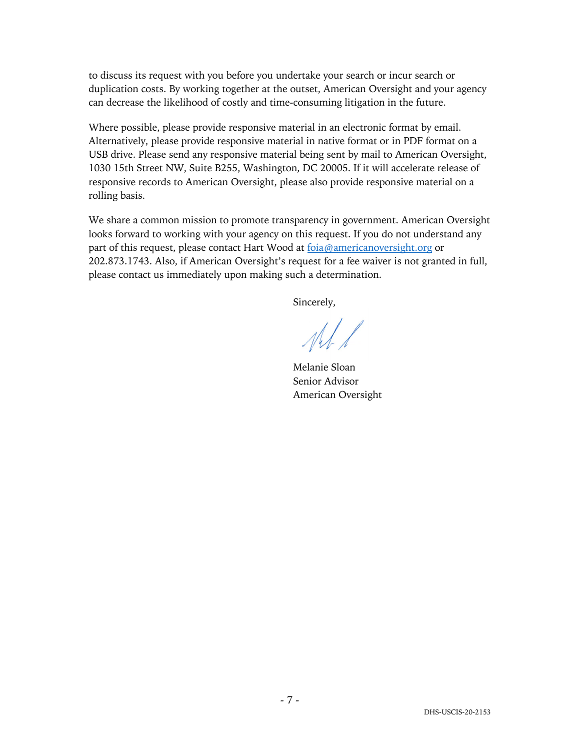to discuss its request with you before you undertake your search or incur search or duplication costs. By working together at the outset, American Oversight and your agency can decrease the likelihood of costly and time-consuming litigation in the future.

Where possible, please provide responsive material in an electronic format by email. Alternatively, please provide responsive material in native format or in PDF format on a USB drive. Please send any responsive material being sent by mail to American Oversight, 1030 15th Street NW, Suite B255, Washington, DC 20005. If it will accelerate release of responsive records to American Oversight, please also provide responsive material on a rolling basis.

We share a common mission to promote transparency in government. American Oversight looks forward to working with your agency on this request. If you do not understand any part of this request, please contact Hart Wood at [foia@americanoversight.org](mailto:foia@americanoversight.org) or 202.873.1743. Also, if American Oversight's request for a fee waiver is not granted in full, please contact us immediately upon making such a determination.

Sincerely,

Melanie Sloan
Senior Advisor
American Oversight

DHS-USCIS-20-2153